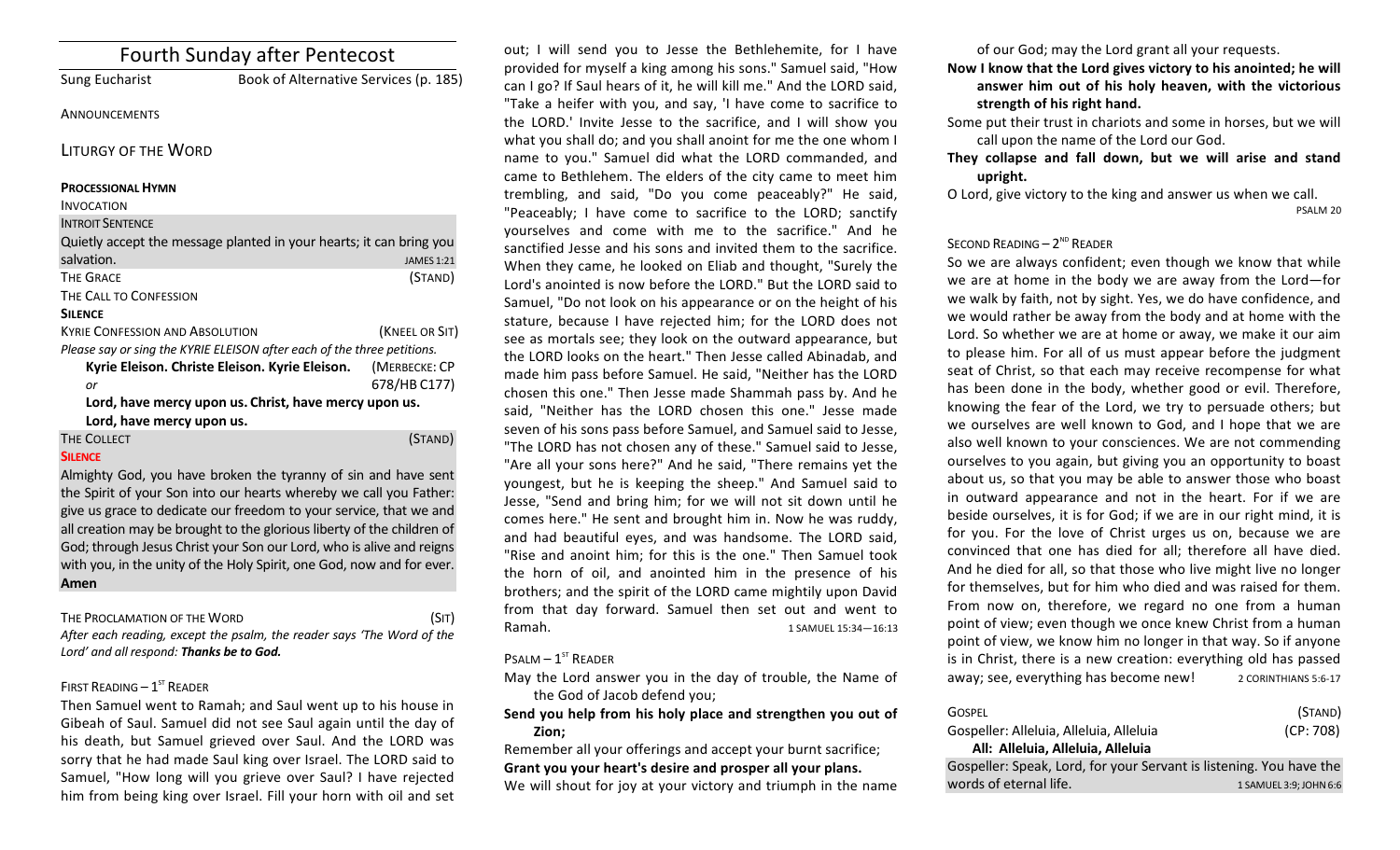# Fourth Sunday after Pentecost

Sung Eucharist — Book of Alternative Services (p. 185)

ANNOUNCEMENTS

## LITURGY OF THE WORD

**PROCESSIONAL HYMN**

INVOCATION

INTROIT SENTENCE

Quietly accept the message planted in your hearts; it can bring you salvation. JAMES 1:21

THE GRACE (STAND)

THE CALL TO CONFESSION

**SILENCE**

KYRIE CONFESSION AND ABSOLUTION (KNEEL OR SIT)

*Please say or sing the KYRIE ELEISON after each of the three petitions.*

**Kyrie Eleison. Christe Eleison. Kyrie Eleison.** (MERBECKE: CP 678/HB C177)

*or*

**Lord, have mercy upon us. Christ, have mercy upon us. Lord, have mercy upon us.**

THE COLLECT (STAND)

**SILENCE**

Almighty God, you have broken the tyranny of sin and have sent the Spirit of your Son into our hearts whereby we call you Father: give us grace to dedicate our freedom to your service, that we and all creation may be brought to the glorious liberty of the children of God; through Jesus Christ your Son our Lord, who is alive and reigns with you, in the unity of the Holy Spirit, one God, now and for ever. **Amen**

THE PROCLAMATION OF THE WORD (SIT)

*After each reading, except the psalm, the reader says 'The Word of the Lord' and all respond: **Thanks be to God.***

FIRST READING – 1ST READER

Then Samuel went to Ramah; and Saul went up to his house in Gibeah of Saul. Samuel did not see Saul again until the day of his death, but Samuel grieved over Saul. And the LORD was sorry that he had made Saul king over Israel. The LORD said to Samuel, "How long will you grieve over Saul? I have rejected him from being king over Israel. Fill your horn with oil and set out; I will send you to Jesse the Bethlehemite, for I have provided for myself a king among his sons." Samuel said, "How can I go? If Saul hears of it, he will kill me." And the LORD said, "Take a heifer with you, and say, 'I have come to sacrifice to the LORD.' Invite Jesse to the sacrifice, and I will show you what you shall do; and you shall anoint for me the one whom I name to you." Samuel did what the LORD commanded, and came to Bethlehem. The elders of the city came to meet him trembling, and said, "Do you come peaceably?" He said, "Peaceably; I have come to sacrifice to the LORD; sanctify yourselves and come with me to the sacrifice." And he sanctified Jesse and his sons and invited them to the sacrifice. When they came, he looked on Eliab and thought, "Surely the Lord's anointed is now before the LORD." But the LORD said to Samuel, "Do not look on his appearance or on the height of his stature, because I have rejected him; for the LORD does not see as mortals see; they look on the outward appearance, but the LORD looks on the heart." Then Jesse called Abinadab, and made him pass before Samuel. He said, "Neither has the LORD chosen this one." Then Jesse made Shammah pass by. And he said, "Neither has the LORD chosen this one." Jesse made seven of his sons pass before Samuel, and Samuel said to Jesse, "The LORD has not chosen any of these." Samuel said to Jesse, "Are all your sons here?" And he said, "There remains yet the youngest, but he is keeping the sheep." And Samuel said to Jesse, "Send and bring him; for we will not sit down until he comes here." He sent and brought him in. Now he was ruddy, and had beautiful eyes, and was handsome. The LORD said, "Rise and anoint him; for this is the one." Then Samuel took the horn of oil, and anointed him in the presence of his brothers; and the spirit of the LORD came mightily upon David from that day forward. Samuel then set out and went to Ramah. 1 SAMUEL 15:34—16:13

PSALM – 1ST READER

May the Lord answer you in the day of trouble, the Name of the God of Jacob defend you;

**Send you help from his holy place and strengthen you out of Zion;**

Remember all your offerings and accept your burnt sacrifice;

**Grant you your heart's desire and prosper all your plans.**

We will shout for joy at your victory and triumph in the name of our God; may the Lord grant all your requests.

**Now I know that the Lord gives victory to his anointed; he will answer him out of his holy heaven, with the victorious strength of his right hand.**

Some put their trust in chariots and some in horses, but we will call upon the name of the Lord our God.

**They collapse and fall down, but we will arise and stand upright.**

O Lord, give victory to the king and answer us when we call.

PSALM 20

SECOND READING – 2ND READER

So we are always confident; even though we know that while we are at home in the body we are away from the Lord—for we walk by faith, not by sight. Yes, we do have confidence, and we would rather be away from the body and at home with the Lord. So whether we are at home or away, we make it our aim to please him. For all of us must appear before the judgment seat of Christ, so that each may receive recompense for what has been done in the body, whether good or evil. Therefore, knowing the fear of the Lord, we try to persuade others; but we ourselves are well known to God, and I hope that we are also well known to your consciences. We are not commending ourselves to you again, but giving you an opportunity to boast about us, so that you may be able to answer those who boast in outward appearance and not in the heart. For if we are beside ourselves, it is for God; if we are in our right mind, it is for you. For the love of Christ urges us on, because we are convinced that one has died for all; therefore all have died. And he died for all, so that those who live might live no longer for themselves, but for him who died and was raised for them. From now on, therefore, we regard no one from a human point of view; even though we once knew Christ from a human point of view, we know him no longer in that way. So if anyone is in Christ, there is a new creation: everything old has passed away; see, everything has become new! 2 CORINTHIANS 5:6-17

GOSPEL (STAND)

Gospeller: Alleluia, Alleluia, Alleluia (CP: 708)

**All: Alleluia, Alleluia, Alleluia**

Gospeller: Speak, Lord, for your Servant is listening. You have the words of eternal life. 1 SAMUEL 3:9; JOHN 6:6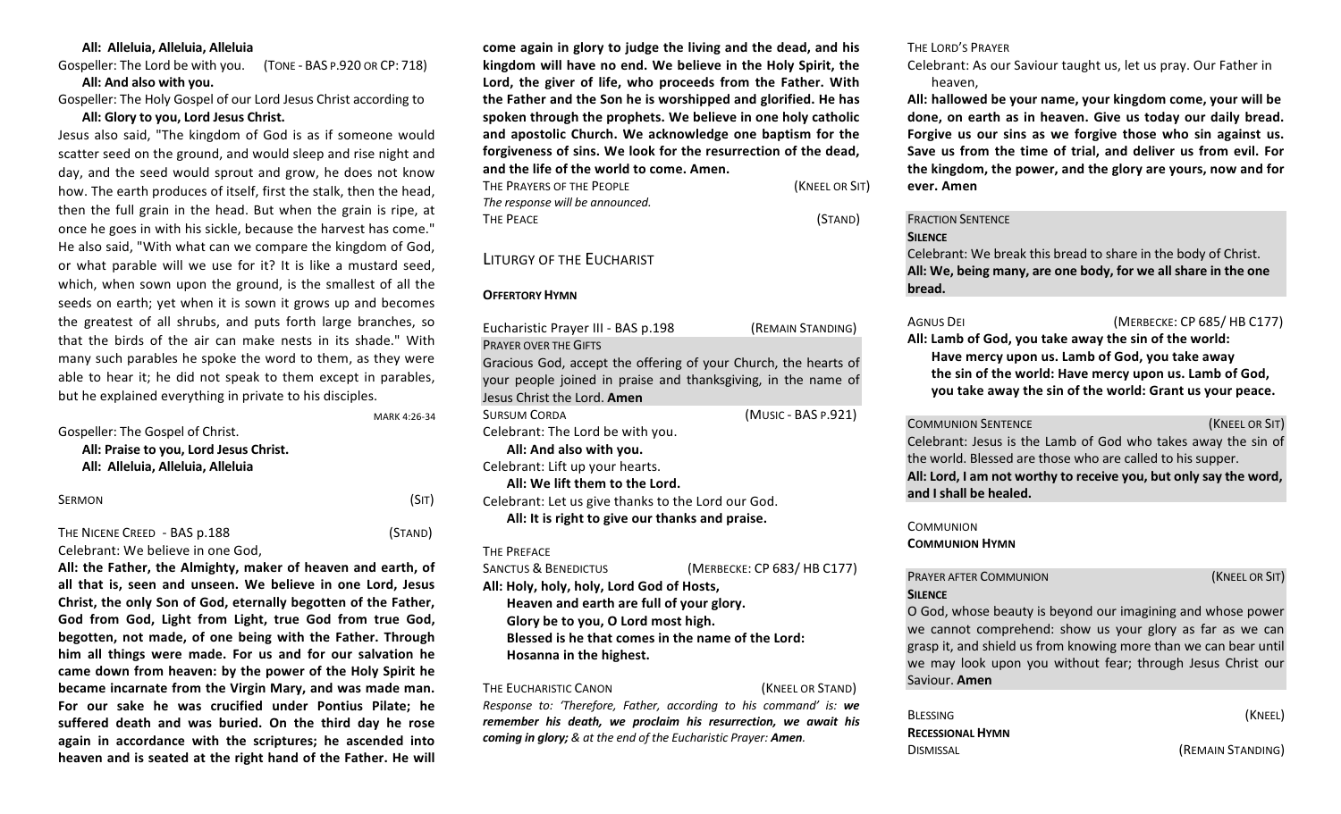**All: Alleluia, Alleluia, Alleluia**

Gospeller: The Lord be with you. (TONE - BAS P.920 OR CP: 718)

**All: And also with you.**

Gospeller: The Holy Gospel of our Lord Jesus Christ according to

**All: Glory to you, Lord Jesus Christ.**

Jesus also said, "The kingdom of God is as if someone would scatter seed on the ground, and would sleep and rise night and day, and the seed would sprout and grow, he does not know how. The earth produces of itself, first the stalk, then the head, then the full grain in the head. But when the grain is ripe, at once he goes in with his sickle, because the harvest has come." He also said, "With what can we compare the kingdom of God, or what parable will we use for it? It is like a mustard seed, which, when sown upon the ground, is the smallest of all the seeds on earth; yet when it is sown it grows up and becomes the greatest of all shrubs, and puts forth large branches, so that the birds of the air can make nests in its shade." With many such parables he spoke the word to them, as they were able to hear it; he did not speak to them except in parables, but he explained everything in private to his disciples.

MARK 4:26-34

Gospeller: The Gospel of Christ.

**All: Praise to you, Lord Jesus Christ.**

**All: Alleluia, Alleluia, Alleluia**

SERMON (SIT)

THE NICENE CREED - BAS p.188 (STAND)

Celebrant: We believe in one God,

**All: the Father, the Almighty, maker of heaven and earth, of all that is, seen and unseen. We believe in one Lord, Jesus Christ, the only Son of God, eternally begotten of the Father, God from God, Light from Light, true God from true God, begotten, not made, of one being with the Father. Through him all things were made. For us and for our salvation he came down from heaven: by the power of the Holy Spirit he became incarnate from the Virgin Mary, and was made man. For our sake he was crucified under Pontius Pilate; he suffered death and was buried. On the third day he rose again in accordance with the scriptures; he ascended into heaven and is seated at the right hand of the Father. He will come again in glory to judge the living and the dead, and his kingdom will have no end. We believe in the Holy Spirit, the Lord, the giver of life, who proceeds from the Father. With the Father and the Son he is worshipped and glorified. He has spoken through the prophets. We believe in one holy catholic and apostolic Church. We acknowledge one baptism for the forgiveness of sins. We look for the resurrection of the dead, and the life of the world to come. Amen.**

THE PRAYERS OF THE PEOPLE (KNEEL OR SIT)

*The response will be announced.*

THE PEACE (STAND)

## LITURGY OF THE EUCHARIST

**OFFERTORY HYMN**

Eucharistic Prayer III - BAS p.198 (REMAIN STANDING)

PRAYER OVER THE GIFTS

Gracious God, accept the offering of your Church, the hearts of your people joined in praise and thanksgiving, in the name of Jesus Christ the Lord. **Amen**

SURSUM CORDA (MUSIC - BAS P.921)

Celebrant: The Lord be with you.

**All: And also with you.**

Celebrant: Lift up your hearts.

**All: We lift them to the Lord.**

Celebrant: Let us give thanks to the Lord our God.

**All: It is right to give our thanks and praise.**

THE PREFACE

SANCTUS & BENEDICTUS (MERBECKE: CP 683/ HB C177)

**All: Holy, holy, holy, Lord God of Hosts,**
**Heaven and earth are full of your glory.**
**Glory be to you, O Lord most high.**
**Blessed is he that comes in the name of the Lord:**
**Hosanna in the highest.**

THE EUCHARISTIC CANON (KNEEL OR STAND)

*Response to: 'Therefore, Father, according to his command' is: **we remember his death, we proclaim his resurrection, we await his coming in glory;** & at the end of the Eucharistic Prayer: **Amen**.*

THE LORD'S PRAYER

Celebrant: As our Saviour taught us, let us pray. Our Father in heaven,

**All: hallowed be your name, your kingdom come, your will be done, on earth as in heaven. Give us today our daily bread. Forgive us our sins as we forgive those who sin against us. Save us from the time of trial, and deliver us from evil. For the kingdom, the power, and the glory are yours, now and for ever. Amen**

FRACTION SENTENCE

**SILENCE**

Celebrant: We break this bread to share in the body of Christ.

**All: We, being many, are one body, for we all share in the one bread.**

AGNUS DEI (MERBECKE: CP 685/ HB C177)

**All: Lamb of God, you take away the sin of the world:**
**Have mercy upon us. Lamb of God, you take away**
**the sin of the world: Have mercy upon us. Lamb of God,**
**you take away the sin of the world: Grant us your peace.**

COMMUNION SENTENCE (KNEEL OR SIT)

Celebrant: Jesus is the Lamb of God who takes away the sin of the world. Blessed are those who are called to his supper.

**All: Lord, I am not worthy to receive you, but only say the word, and I shall be healed.**

COMMUNION

**COMMUNION HYMN**

PRAYER AFTER COMMUNION (KNEEL OR SIT)

**SILENCE**

O God, whose beauty is beyond our imagining and whose power we cannot comprehend: show us your glory as far as we can grasp it, and shield us from knowing more than we can bear until we may look upon you without fear; through Jesus Christ our Saviour. **Amen**

BLESSING (KNEEL)

**RECESSIONAL HYMN**

DISMISSAL (REMAIN STANDING)